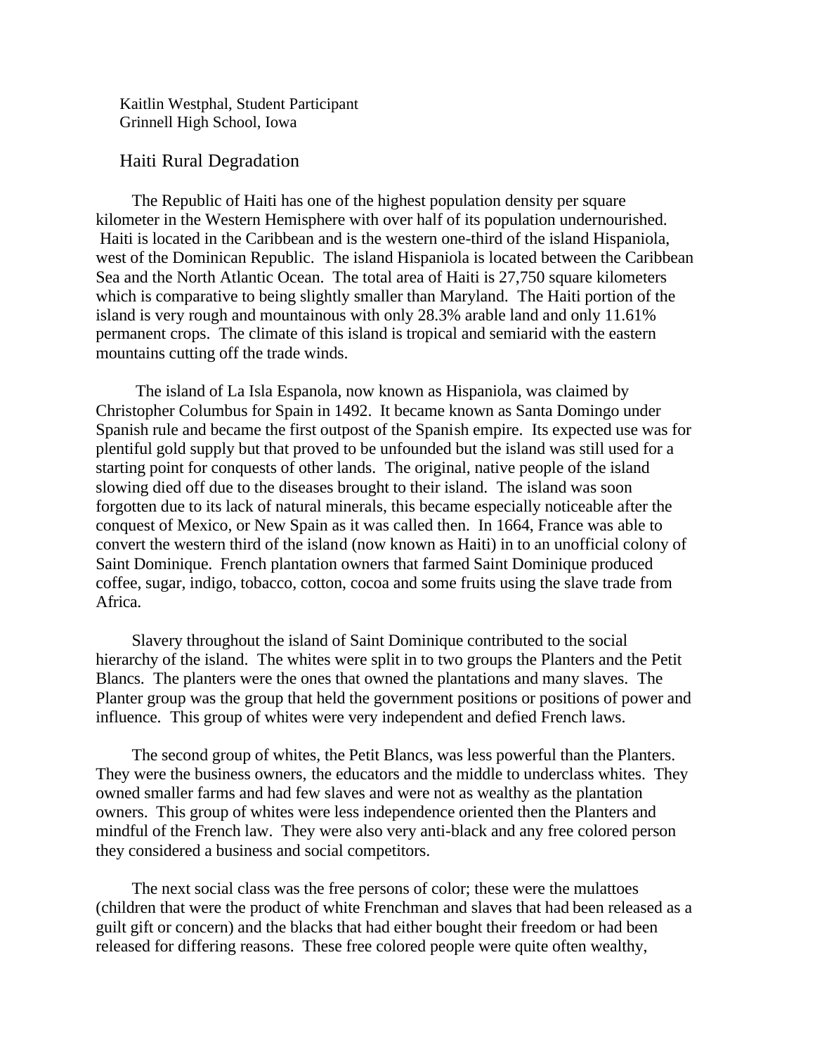Kaitlin Westphal, Student Participant
Grinnell High School, Iowa

# Haiti Rural Degradation

The Republic of Haiti has one of the highest population density per square kilometer in the Western Hemisphere with over half of its population undernourished. Haiti is located in the Caribbean and is the western one-third of the island Hispaniola, west of the Dominican Republic. The island Hispaniola is located between the Caribbean Sea and the North Atlantic Ocean. The total area of Haiti is 27,750 square kilometers which is comparative to being slightly smaller than Maryland. The Haiti portion of the island is very rough and mountainous with only 28.3% arable land and only 11.61% permanent crops. The climate of this island is tropical and semiarid with the eastern mountains cutting off the trade winds.

The island of La Isla Espanola, now known as Hispaniola, was claimed by Christopher Columbus for Spain in 1492. It became known as Santa Domingo under Spanish rule and became the first outpost of the Spanish empire. Its expected use was for plentiful gold supply but that proved to be unfounded but the island was still used for a starting point for conquests of other lands. The original, native people of the island slowing died off due to the diseases brought to their island. The island was soon forgotten due to its lack of natural minerals, this became especially noticeable after the conquest of Mexico, or New Spain as it was called then. In 1664, France was able to convert the western third of the island (now known as Haiti) in to an unofficial colony of Saint Dominique. French plantation owners that farmed Saint Dominique produced coffee, sugar, indigo, tobacco, cotton, cocoa and some fruits using the slave trade from Africa.

Slavery throughout the island of Saint Dominique contributed to the social hierarchy of the island. The whites were split in to two groups the Planters and the Petit Blancs. The planters were the ones that owned the plantations and many slaves. The Planter group was the group that held the government positions or positions of power and influence. This group of whites were very independent and defied French laws.

The second group of whites, the Petit Blancs, was less powerful than the Planters. They were the business owners, the educators and the middle to underclass whites. They owned smaller farms and had few slaves and were not as wealthy as the plantation owners. This group of whites were less independence oriented then the Planters and mindful of the French law. They were also very anti-black and any free colored person they considered a business and social competitors.

The next social class was the free persons of color; these were the mulattoes (children that were the product of white Frenchman and slaves that had been released as a guilt gift or concern) and the blacks that had either bought their freedom or had been released for differing reasons. These free colored people were quite often wealthy,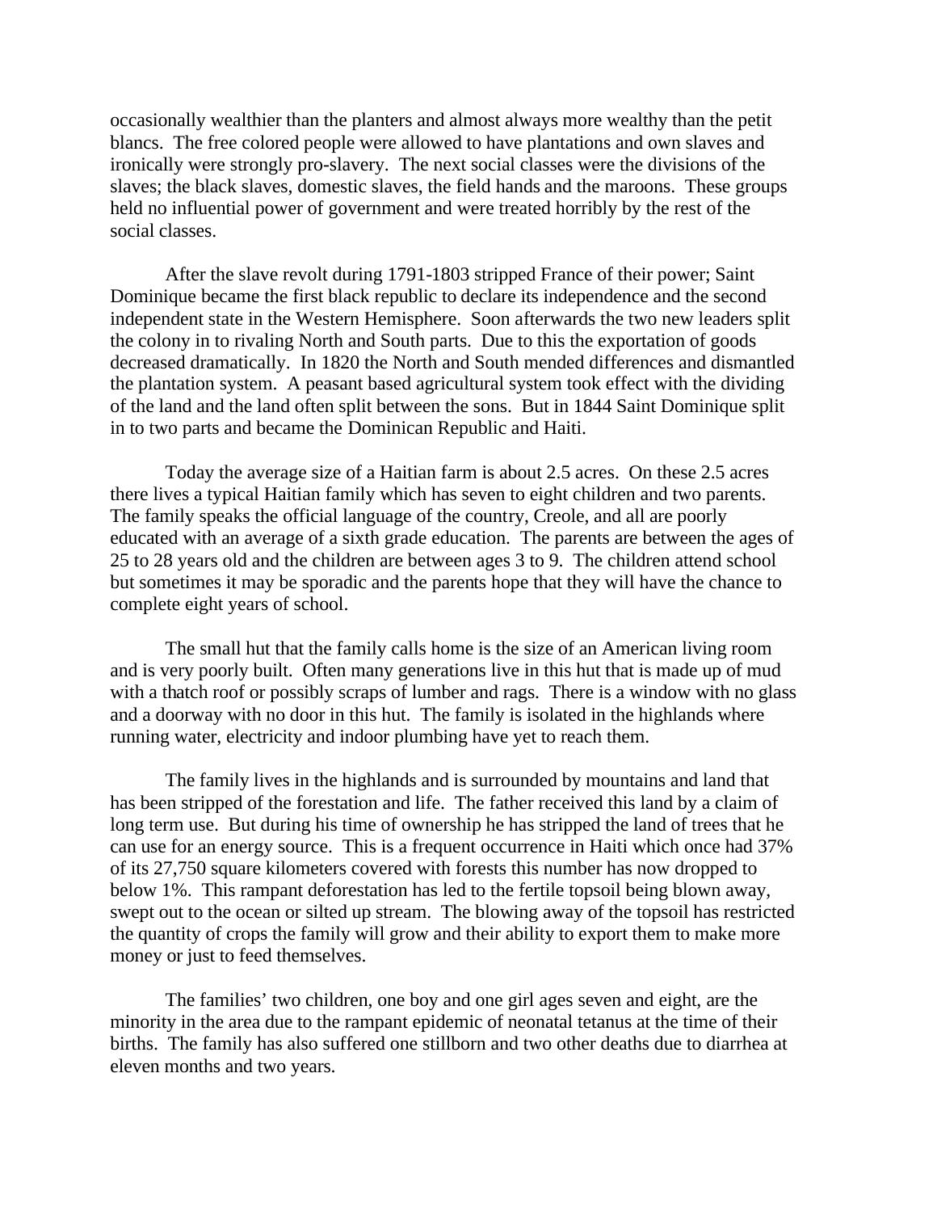occasionally wealthier than the planters and almost always more wealthy than the petit blancs. The free colored people were allowed to have plantations and own slaves and ironically were strongly pro-slavery. The next social classes were the divisions of the slaves; the black slaves, domestic slaves, the field hands and the maroons. These groups held no influential power of government and were treated horribly by the rest of the social classes.

After the slave revolt during 1791-1803 stripped France of their power; Saint Dominique became the first black republic to declare its independence and the second independent state in the Western Hemisphere. Soon afterwards the two new leaders split the colony in to rivaling North and South parts. Due to this the exportation of goods decreased dramatically. In 1820 the North and South mended differences and dismantled the plantation system. A peasant based agricultural system took effect with the dividing of the land and the land often split between the sons. But in 1844 Saint Dominique split in to two parts and became the Dominican Republic and Haiti.

Today the average size of a Haitian farm is about 2.5 acres. On these 2.5 acres there lives a typical Haitian family which has seven to eight children and two parents. The family speaks the official language of the country, Creole, and all are poorly educated with an average of a sixth grade education. The parents are between the ages of 25 to 28 years old and the children are between ages 3 to 9. The children attend school but sometimes it may be sporadic and the parents hope that they will have the chance to complete eight years of school.

The small hut that the family calls home is the size of an American living room and is very poorly built. Often many generations live in this hut that is made up of mud with a thatch roof or possibly scraps of lumber and rags. There is a window with no glass and a doorway with no door in this hut. The family is isolated in the highlands where running water, electricity and indoor plumbing have yet to reach them.

The family lives in the highlands and is surrounded by mountains and land that has been stripped of the forestation and life. The father received this land by a claim of long term use. But during his time of ownership he has stripped the land of trees that he can use for an energy source. This is a frequent occurrence in Haiti which once had 37% of its 27,750 square kilometers covered with forests this number has now dropped to below 1%. This rampant deforestation has led to the fertile topsoil being blown away, swept out to the ocean or silted up stream. The blowing away of the topsoil has restricted the quantity of crops the family will grow and their ability to export them to make more money or just to feed themselves.

The families' two children, one boy and one girl ages seven and eight, are the minority in the area due to the rampant epidemic of neonatal tetanus at the time of their births. The family has also suffered one stillborn and two other deaths due to diarrhea at eleven months and two years.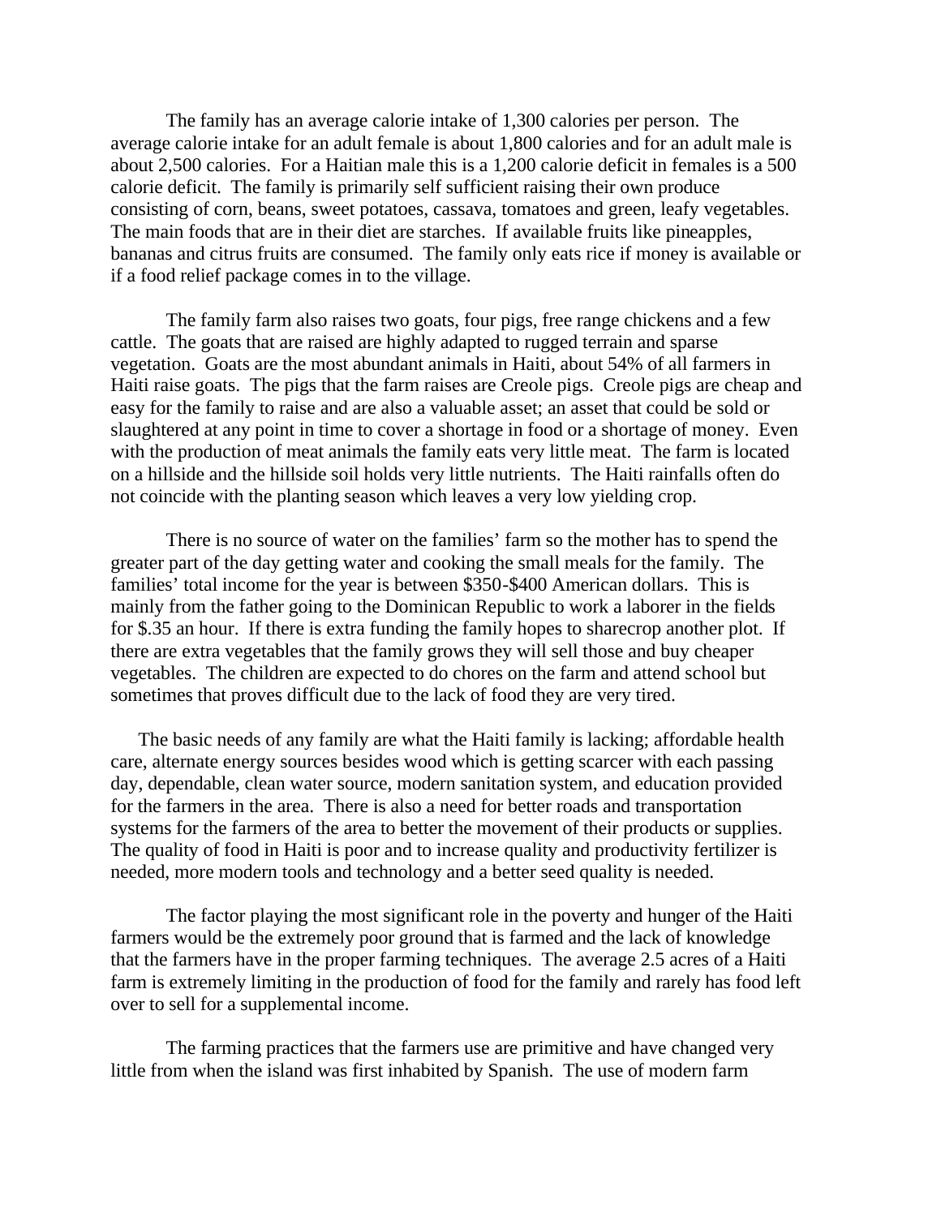The family has an average calorie intake of 1,300 calories per person. The average calorie intake for an adult female is about 1,800 calories and for an adult male is about 2,500 calories. For a Haitian male this is a 1,200 calorie deficit in females is a 500 calorie deficit. The family is primarily self sufficient raising their own produce consisting of corn, beans, sweet potatoes, cassava, tomatoes and green, leafy vegetables. The main foods that are in their diet are starches. If available fruits like pineapples, bananas and citrus fruits are consumed. The family only eats rice if money is available or if a food relief package comes in to the village.

The family farm also raises two goats, four pigs, free range chickens and a few cattle. The goats that are raised are highly adapted to rugged terrain and sparse vegetation. Goats are the most abundant animals in Haiti, about 54% of all farmers in Haiti raise goats. The pigs that the farm raises are Creole pigs. Creole pigs are cheap and easy for the family to raise and are also a valuable asset; an asset that could be sold or slaughtered at any point in time to cover a shortage in food or a shortage of money. Even with the production of meat animals the family eats very little meat. The farm is located on a hillside and the hillside soil holds very little nutrients. The Haiti rainfalls often do not coincide with the planting season which leaves a very low yielding crop.

There is no source of water on the families' farm so the mother has to spend the greater part of the day getting water and cooking the small meals for the family. The families' total income for the year is between $350-$400 American dollars. This is mainly from the father going to the Dominican Republic to work a laborer in the fields for $.35 an hour. If there is extra funding the family hopes to sharecrop another plot. If there are extra vegetables that the family grows they will sell those and buy cheaper vegetables. The children are expected to do chores on the farm and attend school but sometimes that proves difficult due to the lack of food they are very tired.

The basic needs of any family are what the Haiti family is lacking; affordable health care, alternate energy sources besides wood which is getting scarcer with each passing day, dependable, clean water source, modern sanitation system, and education provided for the farmers in the area. There is also a need for better roads and transportation systems for the farmers of the area to better the movement of their products or supplies. The quality of food in Haiti is poor and to increase quality and productivity fertilizer is needed, more modern tools and technology and a better seed quality is needed.

The factor playing the most significant role in the poverty and hunger of the Haiti farmers would be the extremely poor ground that is farmed and the lack of knowledge that the farmers have in the proper farming techniques. The average 2.5 acres of a Haiti farm is extremely limiting in the production of food for the family and rarely has food left over to sell for a supplemental income.

The farming practices that the farmers use are primitive and have changed very little from when the island was first inhabited by Spanish. The use of modern farm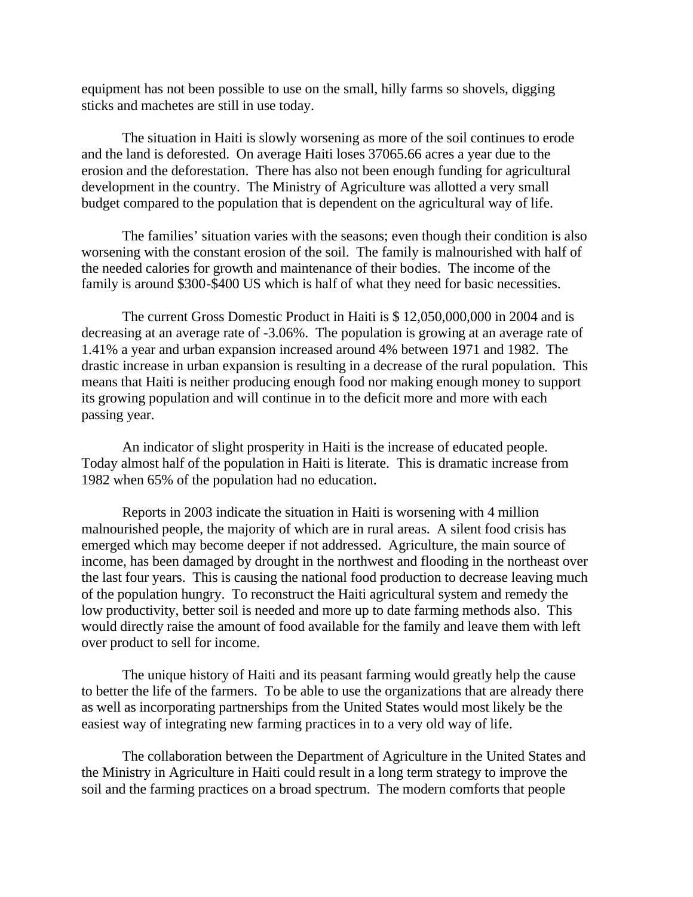equipment has not been possible to use on the small, hilly farms so shovels, digging sticks and machetes are still in use today.

The situation in Haiti is slowly worsening as more of the soil continues to erode and the land is deforested. On average Haiti loses 37065.66 acres a year due to the erosion and the deforestation. There has also not been enough funding for agricultural development in the country. The Ministry of Agriculture was allotted a very small budget compared to the population that is dependent on the agricultural way of life.

The families' situation varies with the seasons; even though their condition is also worsening with the constant erosion of the soil. The family is malnourished with half of the needed calories for growth and maintenance of their bodies. The income of the family is around $300-$400 US which is half of what they need for basic necessities.

The current Gross Domestic Product in Haiti is $ 12,050,000,000 in 2004 and is decreasing at an average rate of -3.06%. The population is growing at an average rate of 1.41% a year and urban expansion increased around 4% between 1971 and 1982. The drastic increase in urban expansion is resulting in a decrease of the rural population. This means that Haiti is neither producing enough food nor making enough money to support its growing population and will continue in to the deficit more and more with each passing year.

An indicator of slight prosperity in Haiti is the increase of educated people. Today almost half of the population in Haiti is literate. This is dramatic increase from 1982 when 65% of the population had no education.

Reports in 2003 indicate the situation in Haiti is worsening with 4 million malnourished people, the majority of which are in rural areas. A silent food crisis has emerged which may become deeper if not addressed. Agriculture, the main source of income, has been damaged by drought in the northwest and flooding in the northeast over the last four years. This is causing the national food production to decrease leaving much of the population hungry. To reconstruct the Haiti agricultural system and remedy the low productivity, better soil is needed and more up to date farming methods also. This would directly raise the amount of food available for the family and leave them with left over product to sell for income.

The unique history of Haiti and its peasant farming would greatly help the cause to better the life of the farmers. To be able to use the organizations that are already there as well as incorporating partnerships from the United States would most likely be the easiest way of integrating new farming practices in to a very old way of life.

The collaboration between the Department of Agriculture in the United States and the Ministry in Agriculture in Haiti could result in a long term strategy to improve the soil and the farming practices on a broad spectrum. The modern comforts that people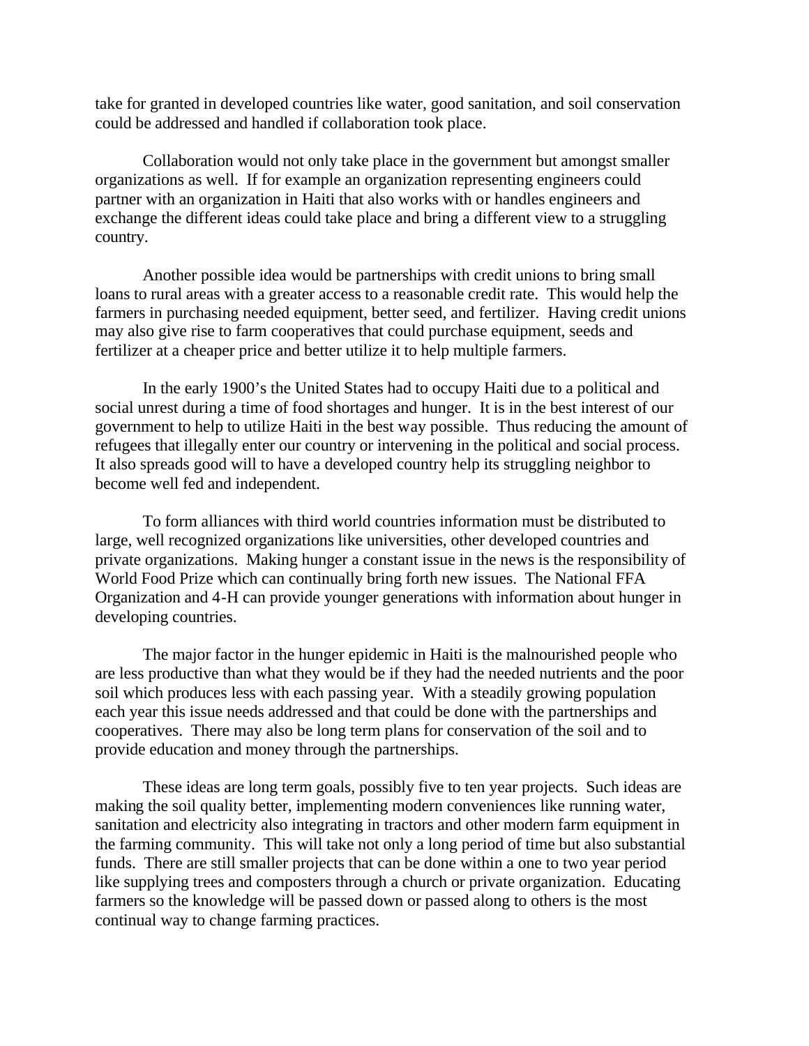take for granted in developed countries like water, good sanitation, and soil conservation could be addressed and handled if collaboration took place.

Collaboration would not only take place in the government but amongst smaller organizations as well. If for example an organization representing engineers could partner with an organization in Haiti that also works with or handles engineers and exchange the different ideas could take place and bring a different view to a struggling country.

Another possible idea would be partnerships with credit unions to bring small loans to rural areas with a greater access to a reasonable credit rate. This would help the farmers in purchasing needed equipment, better seed, and fertilizer. Having credit unions may also give rise to farm cooperatives that could purchase equipment, seeds and fertilizer at a cheaper price and better utilize it to help multiple farmers.

In the early 1900's the United States had to occupy Haiti due to a political and social unrest during a time of food shortages and hunger. It is in the best interest of our government to help to utilize Haiti in the best way possible. Thus reducing the amount of refugees that illegally enter our country or intervening in the political and social process. It also spreads good will to have a developed country help its struggling neighbor to become well fed and independent.

To form alliances with third world countries information must be distributed to large, well recognized organizations like universities, other developed countries and private organizations. Making hunger a constant issue in the news is the responsibility of World Food Prize which can continually bring forth new issues. The National FFA Organization and 4-H can provide younger generations with information about hunger in developing countries.

The major factor in the hunger epidemic in Haiti is the malnourished people who are less productive than what they would be if they had the needed nutrients and the poor soil which produces less with each passing year. With a steadily growing population each year this issue needs addressed and that could be done with the partnerships and cooperatives. There may also be long term plans for conservation of the soil and to provide education and money through the partnerships.

These ideas are long term goals, possibly five to ten year projects. Such ideas are making the soil quality better, implementing modern conveniences like running water, sanitation and electricity also integrating in tractors and other modern farm equipment in the farming community. This will take not only a long period of time but also substantial funds. There are still smaller projects that can be done within a one to two year period like supplying trees and composters through a church or private organization. Educating farmers so the knowledge will be passed down or passed along to others is the most continual way to change farming practices.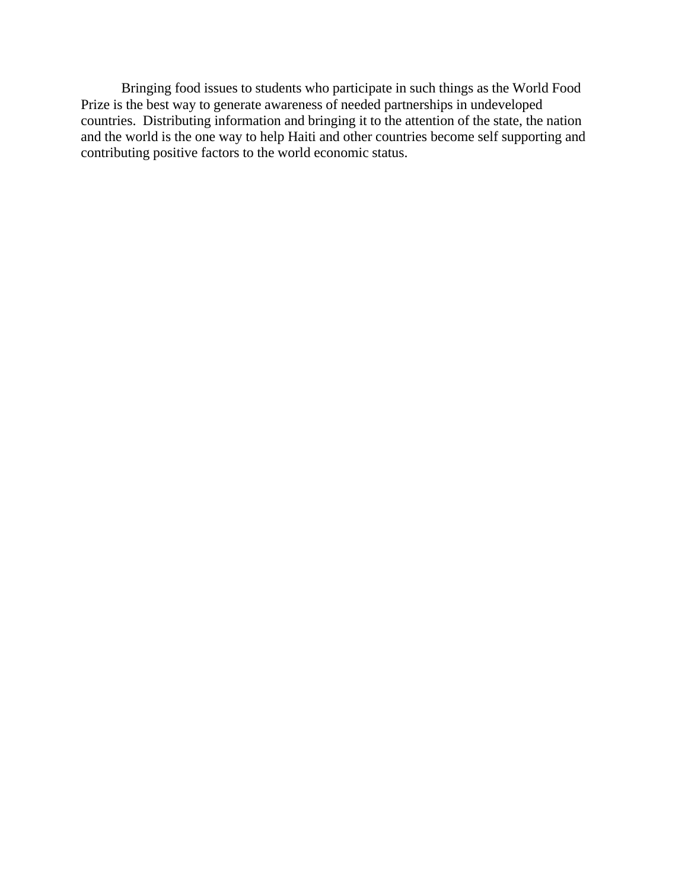Bringing food issues to students who participate in such things as the World Food Prize is the best way to generate awareness of needed partnerships in undeveloped countries.  Distributing information and bringing it to the attention of the state, the nation and the world is the one way to help Haiti and other countries become self supporting and contributing positive factors to the world economic status.